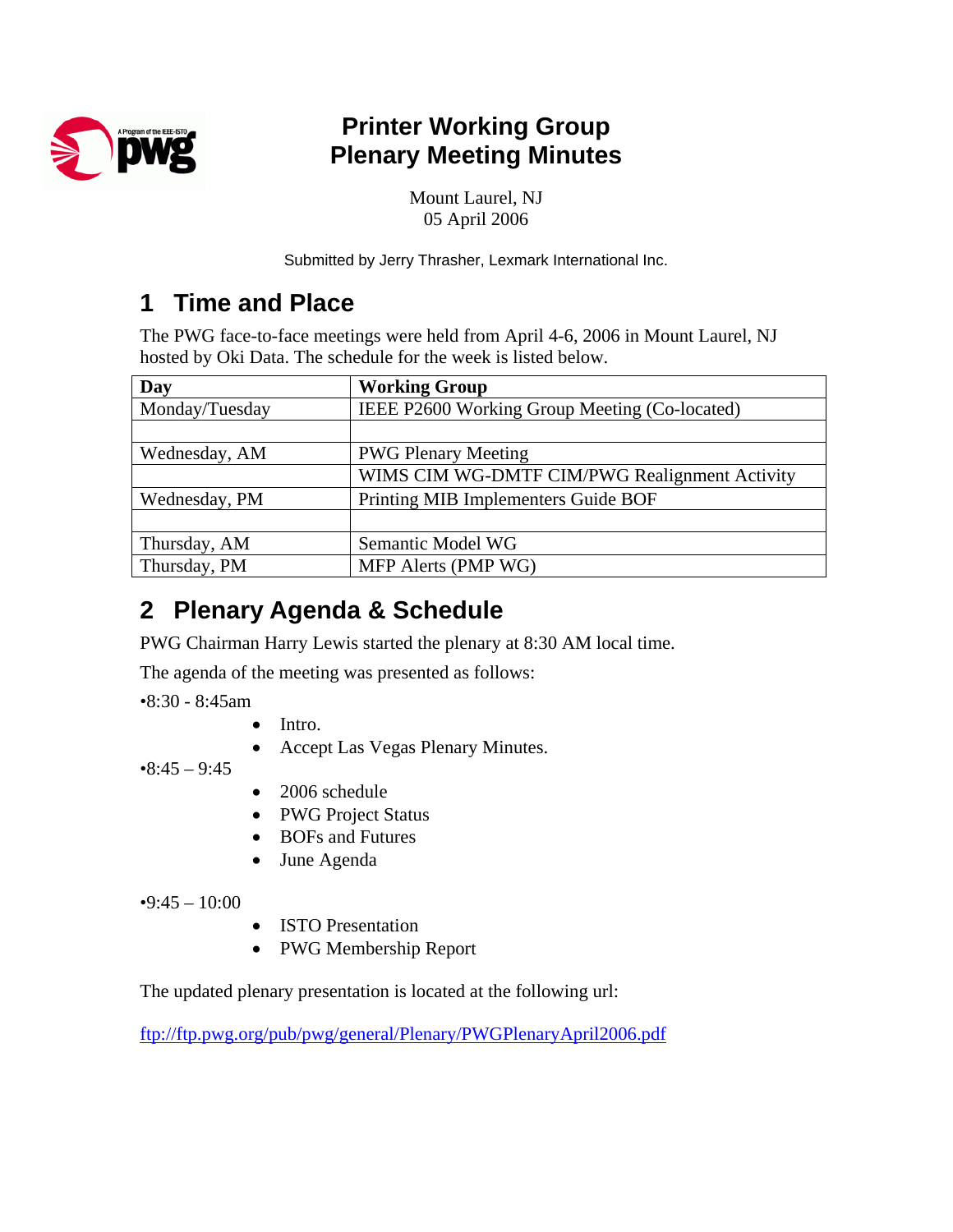# Printer Working Group
# Plenary Meeting Minutes

Mount Laurel, NJ
05 April 2006

Submitted by Jerry Thrasher, Lexmark International Inc.

## 1 Time and Place

The PWG face-to-face meetings were held from April 4-6, 2006 in Mount Laurel, NJ hosted by Oki Data. The schedule for the week is listed below.

| Day | Working Group |
|---|---|
| Monday/Tuesday | IEEE P2600 Working Group Meeting (Co-located) |
| | |
| Wednesday, AM | PWG Plenary Meeting |
| | WIMS CIM WG-DMTF CIM/PWG Realignment Activity |
| Wednesday, PM | Printing MIB Implementers Guide BOF |
| | |
| Thursday, AM | Semantic Model WG |
| Thursday, PM | MFP Alerts (PMP WG) |

## 2 Plenary Agenda & Schedule

PWG Chairman Harry Lewis started the plenary at 8:30 AM local time.

The agenda of the meeting was presented as follows:

•8:30 - 8:45am

- Intro.
- Accept Las Vegas Plenary Minutes.

•8:45 – 9:45

- 2006 schedule
- PWG Project Status
- BOFs and Futures
- June Agenda

•9:45 – 10:00

- ISTO Presentation
- PWG Membership Report

The updated plenary presentation is located at the following url:

ftp://ftp.pwg.org/pub/pwg/general/Plenary/PWGPlenaryApril2006.pdf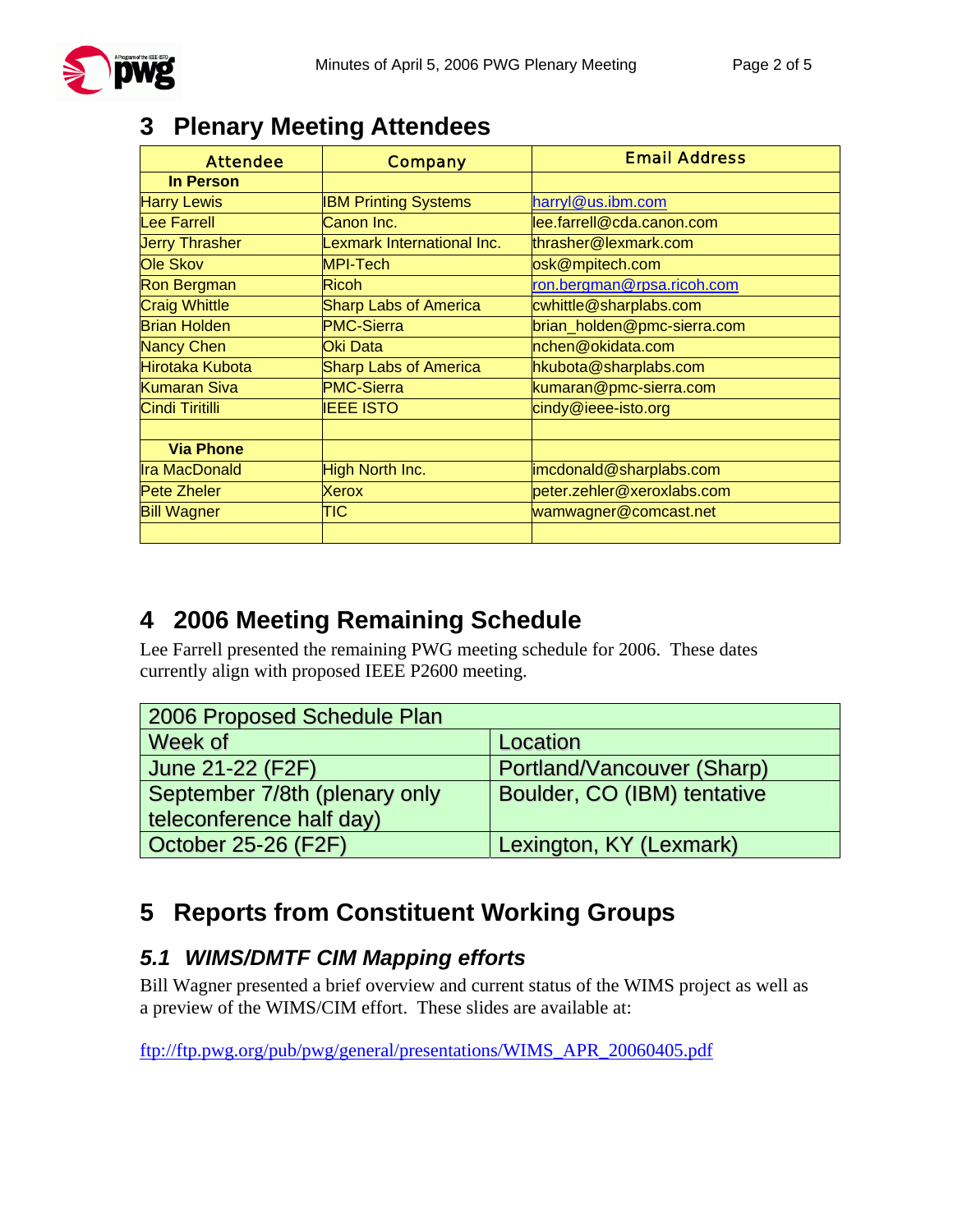## 3 Plenary Meeting Attendees

| Attendee | Company | Email Address |
|---|---|---|
| **In Person** | | |
| Harry Lewis | IBM Printing Systems | harryl@us.ibm.com |
| Lee Farrell | Canon Inc. | lee.farrell@cda.canon.com |
| Jerry Thrasher | Lexmark International Inc. | thrasher@lexmark.com |
| Ole Skov | MPI-Tech | osk@mpitech.com |
| Ron Bergman | Ricoh | ron.bergman@rpsa.ricoh.com |
| Craig Whittle | Sharp Labs of America | cwhittle@sharplabs.com |
| Brian Holden | PMC-Sierra | brian_holden@pmc-sierra.com |
| Nancy Chen | Oki Data | nchen@okidata.com |
| Hirotaka Kubota | Sharp Labs of America | hkubota@sharplabs.com |
| Kumaran Siva | PMC-Sierra | kumaran@pmc-sierra.com |
| Cindi Tiritilli | IEEE ISTO | cindy@ieee-isto.org |
| | | |
| **Via Phone** | | |
| Ira MacDonald | High North Inc. | imcdonald@sharplabs.com |
| Pete Zheler | Xerox | peter.zehler@xeroxlabs.com |
| Bill Wagner | TIC | wamwagner@comcast.net |
| | | |

## 4 2006 Meeting Remaining Schedule

Lee Farrell presented the remaining PWG meeting schedule for 2006. These dates currently align with proposed IEEE P2600 meeting.

| 2006 Proposed Schedule Plan | |
|---|---|
| Week of | Location |
| June 21-22 (F2F) | Portland/Vancouver (Sharp) |
| September 7/8th (plenary only teleconference half day) | Boulder, CO (IBM) tentative |
| October 25-26 (F2F) | Lexington, KY (Lexmark) |

## 5 Reports from Constituent Working Groups

### 5.1 WIMS/DMTF CIM Mapping efforts

Bill Wagner presented a brief overview and current status of the WIMS project as well as a preview of the WIMS/CIM effort. These slides are available at:

ftp://ftp.pwg.org/pub/pwg/general/presentations/WIMS_APR_20060405.pdf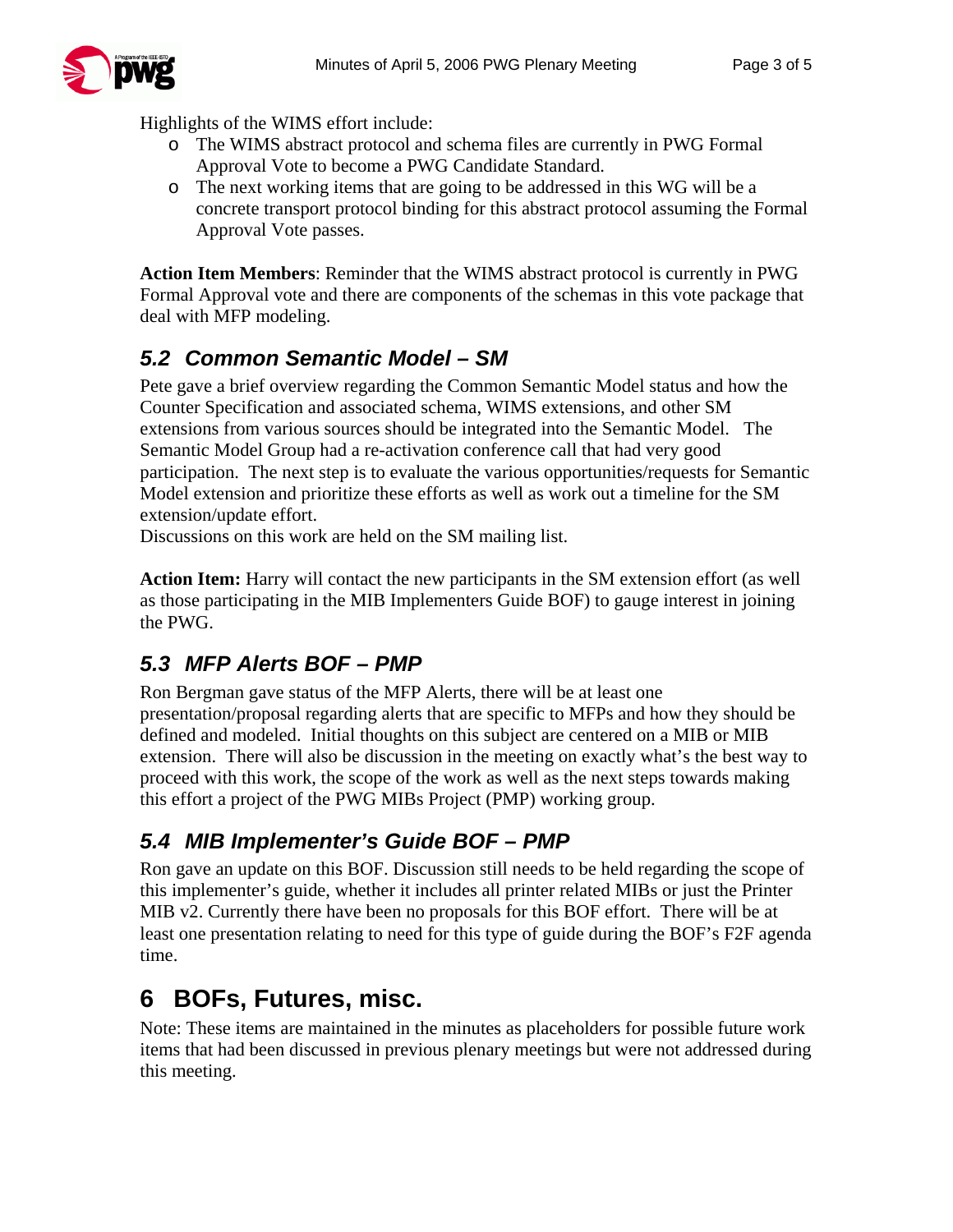Highlights of the WIMS effort include:

- The WIMS abstract protocol and schema files are currently in PWG Formal Approval Vote to become a PWG Candidate Standard.
- The next working items that are going to be addressed in this WG will be a concrete transport protocol binding for this abstract protocol assuming the Formal Approval Vote passes.

**Action Item Members**: Reminder that the WIMS abstract protocol is currently in PWG Formal Approval vote and there are components of the schemas in this vote package that deal with MFP modeling.

## *5.2 Common Semantic Model – SM*

Pete gave a brief overview regarding the Common Semantic Model status and how the Counter Specification and associated schema, WIMS extensions, and other SM extensions from various sources should be integrated into the Semantic Model. The Semantic Model Group had a re-activation conference call that had very good participation. The next step is to evaluate the various opportunities/requests for Semantic Model extension and prioritize these efforts as well as work out a timeline for the SM extension/update effort.
Discussions on this work are held on the SM mailing list.

**Action Item:** Harry will contact the new participants in the SM extension effort (as well as those participating in the MIB Implementers Guide BOF) to gauge interest in joining the PWG.

## *5.3 MFP Alerts BOF – PMP*

Ron Bergman gave status of the MFP Alerts, there will be at least one presentation/proposal regarding alerts that are specific to MFPs and how they should be defined and modeled. Initial thoughts on this subject are centered on a MIB or MIB extension. There will also be discussion in the meeting on exactly what's the best way to proceed with this work, the scope of the work as well as the next steps towards making this effort a project of the PWG MIBs Project (PMP) working group.

## *5.4 MIB Implementer's Guide BOF – PMP*

Ron gave an update on this BOF. Discussion still needs to be held regarding the scope of this implementer's guide, whether it includes all printer related MIBs or just the Printer MIB v2. Currently there have been no proposals for this BOF effort. There will be at least one presentation relating to need for this type of guide during the BOF's F2F agenda time.

# 6 BOFs, Futures, misc.

Note: These items are maintained in the minutes as placeholders for possible future work items that had been discussed in previous plenary meetings but were not addressed during this meeting.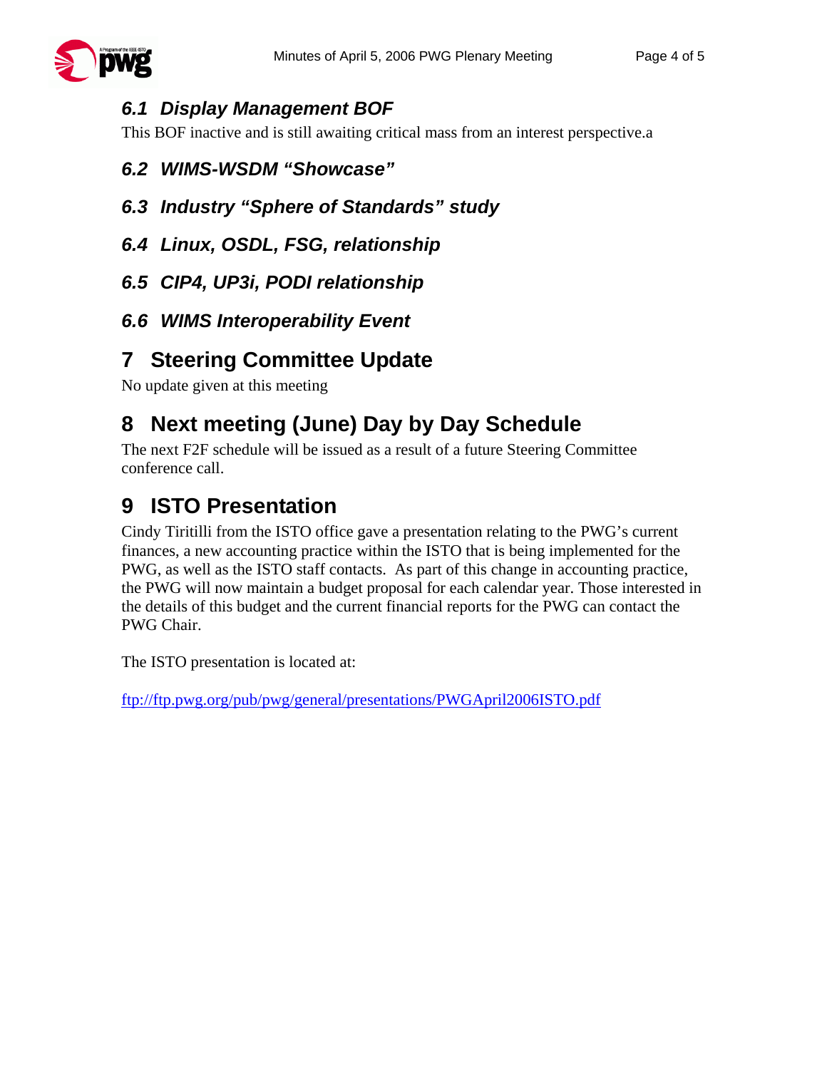### *6.1 Display Management BOF*

This BOF inactive and is still awaiting critical mass from an interest perspective.a

### *6.2 WIMS-WSDM "Showcase"*

### *6.3 Industry "Sphere of Standards" study*

### *6.4 Linux, OSDL, FSG, relationship*

### *6.5 CIP4, UP3i, PODI relationship*

### *6.6 WIMS Interoperability Event*

## 7 Steering Committee Update

No update given at this meeting

## 8 Next meeting (June) Day by Day Schedule

The next F2F schedule will be issued as a result of a future Steering Committee conference call.

## 9 ISTO Presentation

Cindy Tiritilli from the ISTO office gave a presentation relating to the PWG's current finances, a new accounting practice within the ISTO that is being implemented for the PWG, as well as the ISTO staff contacts. As part of this change in accounting practice, the PWG will now maintain a budget proposal for each calendar year. Those interested in the details of this budget and the current financial reports for the PWG can contact the PWG Chair.

The ISTO presentation is located at:

ftp://ftp.pwg.org/pub/pwg/general/presentations/PWGApril2006ISTO.pdf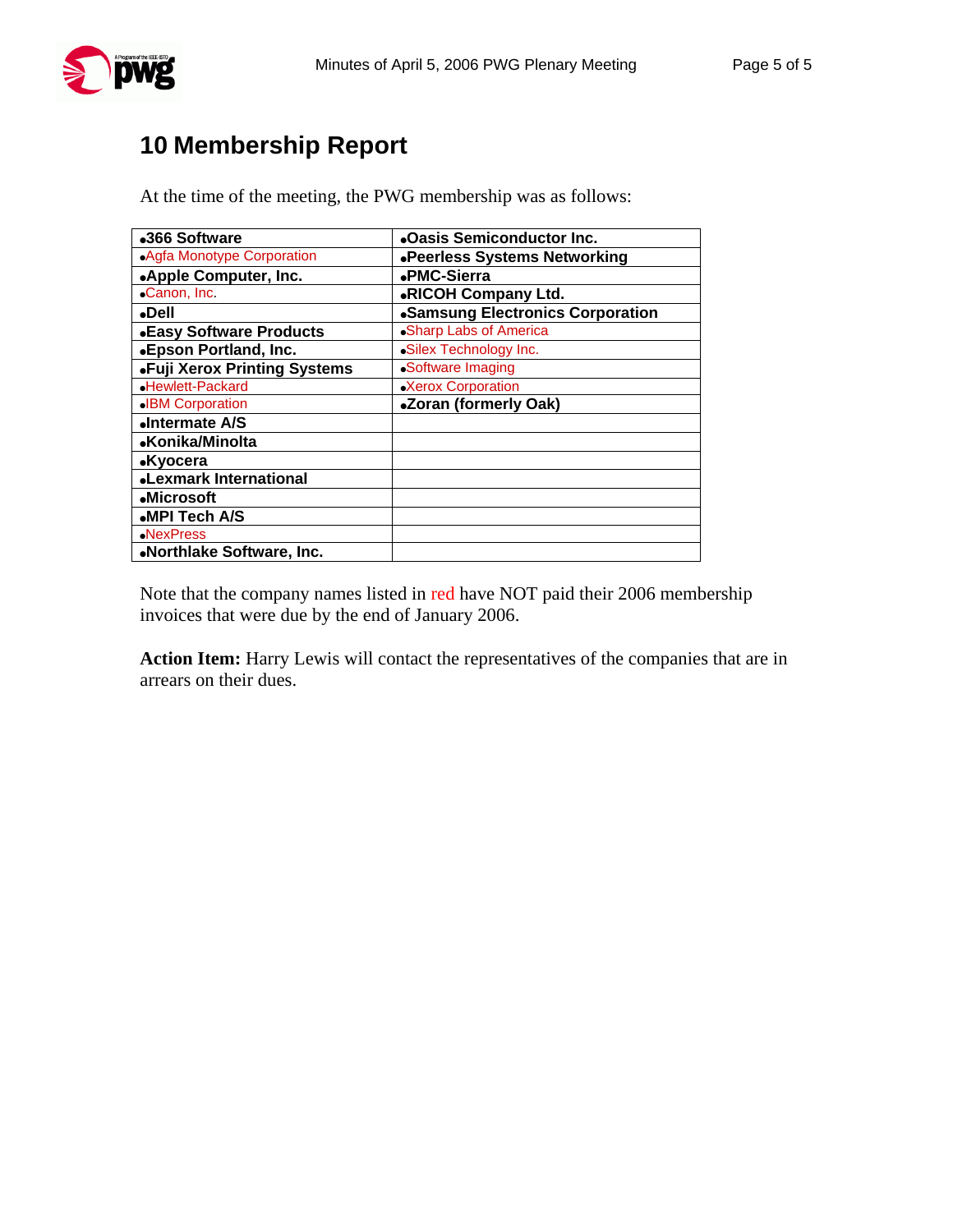# 10 Membership Report

At the time of the meeting, the PWG membership was as follows:

| | |
|---|---|
| •**366 Software** | •**Oasis Semiconductor Inc.** |
| •Agfa Monotype Corporation | •**Peerless Systems Networking** |
| •**Apple Computer, Inc.** | •**PMC-Sierra** |
| •Canon, Inc. | •**RICOH Company Ltd.** |
| •**Dell** | •**Samsung Electronics Corporation** |
| •**Easy Software Products** | •Sharp Labs of America |
| •**Epson Portland, Inc.** | •Silex Technology Inc. |
| •**Fuji Xerox Printing Systems** | •Software Imaging |
| •Hewlett-Packard | •Xerox Corporation |
| •IBM Corporation | •**Zoran (formerly Oak)** |
| •**Intermate A/S** | |
| •**Konika/Minolta** | |
| •**Kyocera** | |
| •**Lexmark International** | |
| •**Microsoft** | |
| •**MPI Tech A/S** | |
| •NexPress | |
| •**Northlake Software, Inc.** | |

Note that the company names listed in red have NOT paid their 2006 membership invoices that were due by the end of January 2006.

**Action Item:** Harry Lewis will contact the representatives of the companies that are in arrears on their dues.